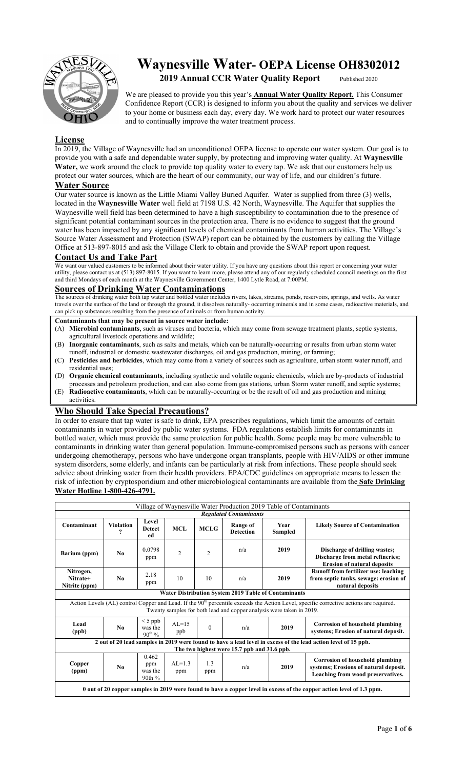# Waynesville Water- OEPA License OH8302012

**2019 Annual CCR Water Quality Report** Published 2020

We are pleased to provide you this year's **Annual Water Quality Report.** This Consumer Confidence Report (CCR) is designed to inform you about the quality and services we deliver to your home or business each day, every day. We work hard to protect our water resources and to continually improve the water treatment process.

## License

In 2019, the Village of Waynesville had an unconditioned OEPA license to operate our water system. Our goal is to provide you with a safe and dependable water supply, by protecting and improving water quality. At **Waynesville Water,** we work around the clock to provide top quality water to every tap. We ask that our customers help us protect our water sources, which are the heart of our community, our way of life, and our children's future.

## Water Source

Our water source is known as the Little Miami Valley Buried Aquifer. Water is supplied from three (3) wells, located in the **Waynesville Water** well field at 7198 U.S. 42 North, Waynesville. The Aquifer that supplies the Waynesville well field has been determined to have a high susceptibility to contamination due to the presence of significant potential contaminant sources in the protection area. There is no evidence to suggest that the ground water has been impacted by any significant levels of chemical contaminants from human activities. The Village's Source Water Assessment and Protection (SWAP) report can be obtained by the customers by calling the Village Office at 513-897-8015 and ask the Village Clerk to obtain and provide the SWAP report upon request.

## Contact Us and Take Part

We want our valued customers to be informed about their water utility. If you have any questions about this report or concerning your water utility, please contact us at (513) 897-8015. If you want to learn more, please attend any of our regularly scheduled council meetings on the first and third Mondays of each month at the Waynesville Government Center, 1400 Lytle Road, at 7:00PM.

## Sources of Drinking Water Contaminations

The sources of drinking water both tap water and bottled water includes rivers, lakes, streams, ponds, reservoirs, springs, and wells. As water travels over the surface of the land or through the ground, it dissolves naturally- occurring minerals and in some cases, radioactive materials, and can pick up substances resulting from the presence of animals or from human activity.

**Contaminants that may be present in source water include:**

(A) **Microbial contaminants**, such as viruses and bacteria, which may come from sewage treatment plants, septic systems, agricultural livestock operations and wildlife;
(B) **Inorganic contaminants**, such as salts and metals, which can be naturally-occurring or results from urban storm water runoff, industrial or domestic wastewater discharges, oil and gas production, mining, or farming;
(C) **Pesticides and herbicides**, which may come from a variety of sources such as agriculture, urban storm water runoff, and residential uses;
(D) **Organic chemical contaminants**, including synthetic and volatile organic chemicals, which are by-products of industrial processes and petroleum production, and can also come from gas stations, urban Storm water runoff, and septic systems;
(E) **Radioactive contaminants**, which can be naturally-occurring or be the result of oil and gas production and mining activities.

## Who Should Take Special Precautions?

In order to ensure that tap water is safe to drink, EPA prescribes regulations, which limit the amounts of certain contaminants in water provided by public water systems. FDA regulations establish limits for contaminants in bottled water, which must provide the same protection for public health. Some people may be more vulnerable to contaminants in drinking water than general population. Immune-compromised persons such as persons with cancer undergoing chemotherapy, persons who have undergone organ transplants, people with HIV/AIDS or other immune system disorders, some elderly, and infants can be particularly at risk from infections. These people should seek advice about drinking water from their health providers. EPA/CDC guidelines on appropriate means to lessen the risk of infection by cryptosporidium and other microbiological contaminants are available from the **Safe Drinking Water Hotline 1-800-426-4791.**

| Village of Waynesville Water Production 2019 Table of Contaminants | | | | | | | |
|---|---|---|---|---|---|---|---|
| ***Regulated Contaminants*** | | | | | | | |
| **Contaminant** | **Violation ?** | **Level Detected** | **MCL** | **MCLG** | **Range of Detection** | **Year Sampled** | **Likely Source of Contamination** |
| **Barium (ppm)** | **No** | 0.0798 ppm | 2 | 2 | n/a | **2019** | **Discharge of drilling wastes; Discharge from metal refineries; Erosion of natural deposits** |
| **Nitrogen, Nitrate+ Nitrite (ppm)** | **No** | 2.18 ppm | 10 | 10 | n/a | **2019** | **Runoff from fertilizer use: leaching from septic tanks, sewage: erosion of natural deposits** |
| **Water Distribution System 2019 Table of Contaminants** | | | | | | | |
| Action Levels (AL) control Copper and Lead. If the 90th percentile exceeds the Action Level, specific corrective actions are required. Twenty samples for both lead and copper analysis were taken in 2019. | | | | | | | |
| **Lead (ppb)** | **No** | < 5 ppb was the 90th % | AL=15 ppb | 0 | n/a | 2019 | **Corrosion of household plumbing systems; Erosion of natural deposit.** |
| **2 out of 20 lead samples in 2019 were found to have a lead level in excess of the lead action level of 15 ppb. The two highest were 15.7 ppb and 31.6 ppb.** | | | | | | | |
| **Copper (ppm)** | **No** | 0.462 ppm was the 90th % | AL=1.3 ppm | 1.3 ppm | n/a | 2019 | **Corrosion of household plumbing systems; Erosions of natural deposit. Leaching from wood preservatives.** |
| **0 out of 20 copper samples in 2019 were found to have a copper level in excess of the copper action level of 1.3 ppm.** | | | | | | | |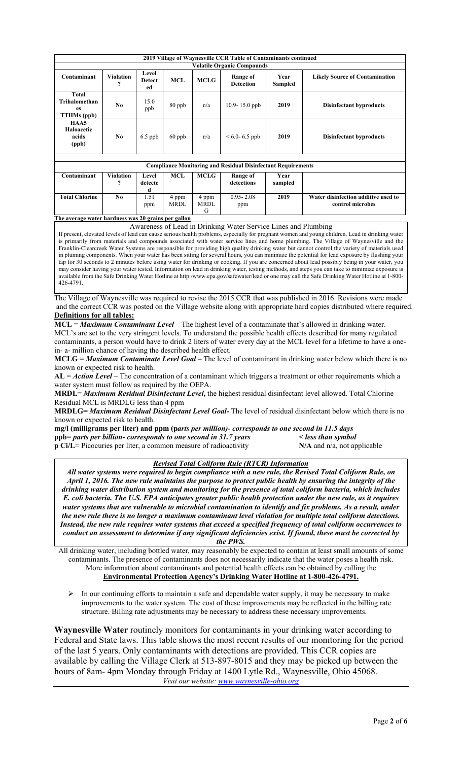| 2019 Village of Waynesville CCR Table of Contaminants continued | | | | | | | |
|---|---|---|---|---|---|---|---|
| **Volatile Organic Compounds** | | | | | | | |
| **Contaminant** | **Violation?** | **Level Detected** | **MCL** | **MCLG** | **Range of Detection** | **Year Sampled** | **Likely Source of Contamination** |
| **Total Trihalomethanes TTHMs (ppb)** | **No** | 15.0 ppb | 80 ppb | n/a | 10.9- 15.0 ppb | **2019** | **Disinfectant byproducts** |
| **HAA5 Haloacetic acids (ppb)** | **No** | 6.5 ppb | 60 ppb | n/a | < 6.0- 6.5 ppb | **2019** | **Disinfectant byproducts** |

| Compliance Monitoring and Residual Disinfectant Requirements | | | | | | | |
|---|---|---|---|---|---|---|---|
| **Contaminant** | **Violation?** | **Level detected** | **MCL** | **MCLG** | **Range of detections** | **Year sampled** | |
| **Total Chlorine** | **No** | 1.51 ppm | 4 ppm MRDL | 4 ppm MRDLG | 0.95- 2.08 ppm | **2019** | **Water disinfection additive used to control microbes** |

**The average water hardness was 20 grains per gallon**

Awareness of Lead in Drinking Water Service Lines and Plumbing

If present, elevated levels of lead can cause serious health problems, especially for pregnant women and young children. Lead in drinking water is primarily from materials and compounds associated with water service lines and home plumbing. The Village of Waynesville and the Franklin-Clearcreek Water Systems are responsible for providing high quality drinking water but cannot control the variety of materials used in pluming components. When your water has been sitting for several hours, you can minimize the potential for lead exposure by flushing your tap for 30 seconds to 2 minutes before using water for drinking or cooking. If you are concerned about lead possibly being in your water, you may consider having your water tested. Information on lead in drinking water, testing methods, and steps you can take to minimize exposure is available from the Safe Drinking Water Hotline at http:/www.epa.gov/safewater/lead or one may call the Safe Drinking Water Hotline at 1-800-426-4791.

The Village of Waynesville was required to revise the 2015 CCR that was published in 2016. Revisions were made and the correct CCR was posted on the Village website along with appropriate hard copies distributed where required.

**Definitions for all tables:**

**MCL** = ***Maximum Contaminant Level*** – The highest level of a contaminate that's allowed in drinking water. MCL's are set to the very stringent levels. To understand the possible health effects described for many regulated contaminants, a person would have to drink 2 liters of water every day at the MCL level for a lifetime to have a one-in- a- million chance of having the described health effect.

**MCLG** = ***Maximum Contaminate Level Goal*** – The level of contaminant in drinking water below which there is no known or expected risk to health.

**AL** = ***Action Level*** – The concentration of a contaminant which triggers a treatment or other requirements which a water system must follow as required by the OEPA.

**MRDL**= ***Maximum Residual Disinfectant Level***, the highest residual disinfectant level allowed. Total Chlorine Residual MCL is MRDLG less than 4 ppm

**MRDLG=** ***Maximum Residual Disinfectant Level Goal-*** The level of residual disinfectant below which there is no known or expected risk to health.

**mg/l (milligrams per liter) and ppm (p*arts per million)- corresponds to one second in 11.5 days***

**ppb**= ***parts per billion- corresponds to one second in 31.7 years*** **< *less than symbol***

**p Ci/L**= Picocuries per liter, a common measure of radioactivity **N/A** and n/a, not applicable

***Revised Total Coliform Rule (RTCR) Information***

***All water systems were required to begin compliance with a new rule, the Revised Total Coliform Rule, on April 1, 2016. The new rule maintains the purpose to protect public health by ensuring the integrity of the drinking water distribution system and monitoring for the presence of total coliform bacteria, which includes E. coli bacteria. The U.S. EPA anticipates greater public health protection under the new rule, as it requires water systems that are vulnerable to microbial contamination to identify and fix problems. As a result, under the new rule there is no longer a maximum contaminant level violation for multiple total coliform detections. Instead, the new rule requires water systems that exceed a specified frequency of total coliform occurrences to conduct an assessment to determine if any significant deficiencies exist. If found, these must be corrected by the PWS.***

All drinking water, including bottled water, may reasonably be expected to contain at least small amounts of some contaminants. The presence of contaminants does not necessarily indicate that the water poses a health risk. More information about contaminants and potential health effects can be obtained by calling the **Environmental Protection Agency's Drinking Water Hotline at 1-800-426-4791.**

- In our continuing efforts to maintain a safe and dependable water supply, it may be necessary to make improvements to the water system. The cost of these improvements may be reflected in the billing rate structure. Billing rate adjustments may be necessary to address these necessary improvements.

**Waynesville Water** routinely monitors for contaminants in your drinking water according to Federal and State laws. This table shows the most recent results of our monitoring for the period of the last 5 years. Only contaminants with detections are provided. This CCR copies are available by calling the Village Clerk at 513-897-8015 and they may be picked up between the hours of 8am- 4pm Monday through Friday at 1400 Lytle Rd., Waynesville, Ohio 45068.

*Visit our website: www.waynesville-ohio.org*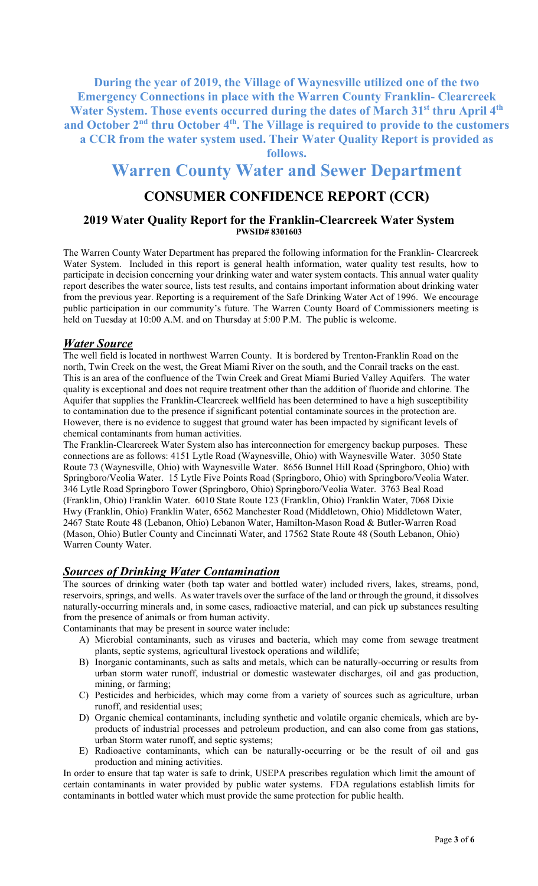**During the year of 2019, the Village of Waynesville utilized one of the two Emergency Connections in place with the Warren County Franklin- Clearcreek Water System. Those events occurred during the dates of March 31st thru April 4th and October 2nd thru October 4th. The Village is required to provide to the customers a CCR from the water system used. Their Water Quality Report is provided as follows.**

# Warren County Water and Sewer Department

## CONSUMER CONFIDENCE REPORT (CCR)

### 2019 Water Quality Report for the Franklin-Clearcreek Water System

**PWSID# 8301603**

The Warren County Water Department has prepared the following information for the Franklin- Clearcreek Water System. Included in this report is general health information, water quality test results, how to participate in decision concerning your drinking water and water system contacts. This annual water quality report describes the water source, lists test results, and contains important information about drinking water from the previous year. Reporting is a requirement of the Safe Drinking Water Act of 1996. We encourage public participation in our community's future. The Warren County Board of Commissioners meeting is held on Tuesday at 10:00 A.M. and on Thursday at 5:00 P.M. The public is welcome.

## ***Water Source***

The well field is located in northwest Warren County. It is bordered by Trenton-Franklin Road on the north, Twin Creek on the west, the Great Miami River on the south, and the Conrail tracks on the east. This is an area of the confluence of the Twin Creek and Great Miami Buried Valley Aquifers. The water quality is exceptional and does not require treatment other than the addition of fluoride and chlorine. The Aquifer that supplies the Franklin-Clearcreek wellfield has been determined to have a high susceptibility to contamination due to the presence if significant potential contaminate sources in the protection are. However, there is no evidence to suggest that ground water has been impacted by significant levels of chemical contaminants from human activities.

The Franklin-Clearcreek Water System also has interconnection for emergency backup purposes. These connections are as follows: 4151 Lytle Road (Waynesville, Ohio) with Waynesville Water. 3050 State Route 73 (Waynesville, Ohio) with Waynesville Water. 8656 Bunnel Hill Road (Springboro, Ohio) with Springboro/Veolia Water. 15 Lytle Five Points Road (Springboro, Ohio) with Springboro/Veolia Water. 346 Lytle Road Springboro Tower (Springboro, Ohio) Springboro/Veolia Water. 3763 Beal Road (Franklin, Ohio) Franklin Water. 6010 State Route 123 (Franklin, Ohio) Franklin Water, 7068 Dixie Hwy (Franklin, Ohio) Franklin Water, 6562 Manchester Road (Middletown, Ohio) Middletown Water, 2467 State Route 48 (Lebanon, Ohio) Lebanon Water, Hamilton-Mason Road & Butler-Warren Road (Mason, Ohio) Butler County and Cincinnati Water, and 17562 State Route 48 (South Lebanon, Ohio) Warren County Water.

## ***Sources of Drinking Water Contamination***

The sources of drinking water (both tap water and bottled water) included rivers, lakes, streams, pond, reservoirs, springs, and wells. As water travels over the surface of the land or through the ground, it dissolves naturally-occurring minerals and, in some cases, radioactive material, and can pick up substances resulting from the presence of animals or from human activity.

Contaminants that may be present in source water include:

A) Microbial contaminants, such as viruses and bacteria, which may come from sewage treatment plants, septic systems, agricultural livestock operations and wildlife;
B) Inorganic contaminants, such as salts and metals, which can be naturally-occurring or results from urban storm water runoff, industrial or domestic wastewater discharges, oil and gas production, mining, or farming;
C) Pesticides and herbicides, which may come from a variety of sources such as agriculture, urban runoff, and residential uses;
D) Organic chemical contaminants, including synthetic and volatile organic chemicals, which are by-products of industrial processes and petroleum production, and can also come from gas stations, urban Storm water runoff, and septic systems;
E) Radioactive contaminants, which can be naturally-occurring or be the result of oil and gas production and mining activities.

In order to ensure that tap water is safe to drink, USEPA prescribes regulation which limit the amount of certain contaminants in water provided by public water systems. FDA regulations establish limits for contaminants in bottled water which must provide the same protection for public health.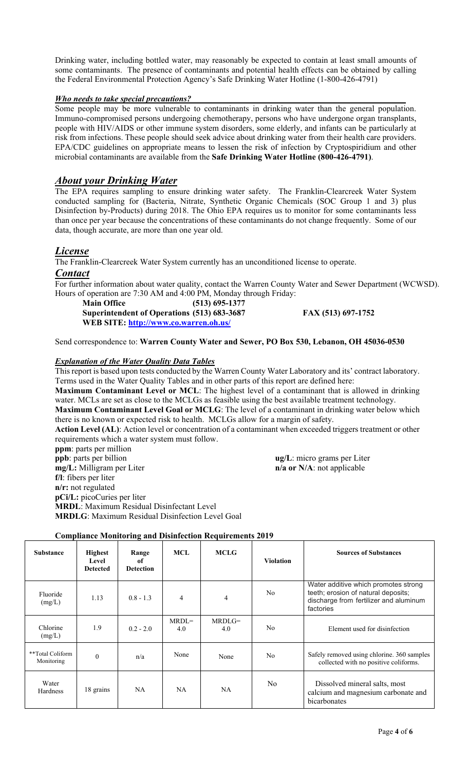Drinking water, including bottled water, may reasonably be expected to contain at least small amounts of some contaminants. The presence of contaminants and potential health effects can be obtained by calling the Federal Environmental Protection Agency's Safe Drinking Water Hotline (1-800-426-4791)

***Who needs to take special precautions?***

Some people may be more vulnerable to contaminants in drinking water than the general population. Immuno-compromised persons undergoing chemotherapy, persons who have undergone organ transplants, people with HIV/AIDS or other immune system disorders, some elderly, and infants can be particularly at risk from infections. These people should seek advice about drinking water from their health care providers. EPA/CDC guidelines on appropriate means to lessen the risk of infection by Cryptospiridium and other microbial contaminants are available from the **Safe Drinking Water Hotline (800-426-4791)**.

## *About your Drinking Water*

The EPA requires sampling to ensure drinking water safety. The Franklin-Clearcreek Water System conducted sampling for (Bacteria, Nitrate, Synthetic Organic Chemicals (SOC Group 1 and 3) plus Disinfection by-Products) during 2018. The Ohio EPA requires us to monitor for some contaminants less than once per year because the concentrations of these contaminants do not change frequently. Some of our data, though accurate, are more than one year old.

## *License*

The Franklin-Clearcreek Water System currently has an unconditioned license to operate.

## *Contact*

For further information about water quality, contact the Warren County Water and Sewer Department (WCWSD). Hours of operation are 7:30 AM and 4:00 PM, Monday through Friday:

**Main Office (513) 695-1377**
**Superintendent of Operations (513) 683-3687** **FAX (513) 697-1752**
**WEB SITE: http://www.co.warren.oh.us/**

Send correspondence to: **Warren County Water and Sewer, PO Box 530, Lebanon, OH 45036-0530**

***Explanation of the Water Quality Data Tables***

This report is based upon tests conducted by the Warren County Water Laboratory and its' contract laboratory. Terms used in the Water Quality Tables and in other parts of this report are defined here:

**Maximum Contaminant Level or MCL**: The highest level of a contaminant that is allowed in drinking water. MCLs are set as close to the MCLGs as feasible using the best available treatment technology.

**Maximum Contaminant Level Goal or MCLG**: The level of a contaminant in drinking water below which there is no known or expected risk to health. MCLGs allow for a margin of safety.

**Action Level (AL)**: Action level or concentration of a contaminant when exceeded triggers treatment or other requirements which a water system must follow.

**ppm**: parts per million
**ppb**: parts per billion
**ug/L**: micro grams per Liter
**mg/L:** Milligram per Liter
**n/a or N/A**: not applicable
**f/l**: fibers per liter
**n/r:** not regulated
**pCi/L:** picoCuries per liter
**MRDL**: Maximum Residual Disinfectant Level
**MRDLG**: Maximum Residual Disinfection Level Goal

**Compliance Monitoring and Disinfection Requirements 2019**

| Substance | Highest Level Detected | Range of Detection | MCL | MCLG | Violation | Sources of Substances |
|---|---|---|---|---|---|---|
| Fluoride (mg/L) | 1.13 | 0.8 - 1.3 | 4 | 4 | No | Water additive which promotes strong teeth; erosion of natural deposits; discharge from fertilizer and aluminum factories |
| Chlorine (mg/L) | 1.9 | 0.2 - 2.0 | MRDL= 4.0 | MRDLG= 4.0 | No | Element used for disinfection |
| **Total Coliform Monitoring | 0 | n/a | None | None | No | Safely removed using chlorine. 360 samples collected with no positive coliforms. |
| Water Hardness | 18 grains | NA | NA | NA | No | Dissolved mineral salts, most calcium and magnesium carbonate and bicarbonates |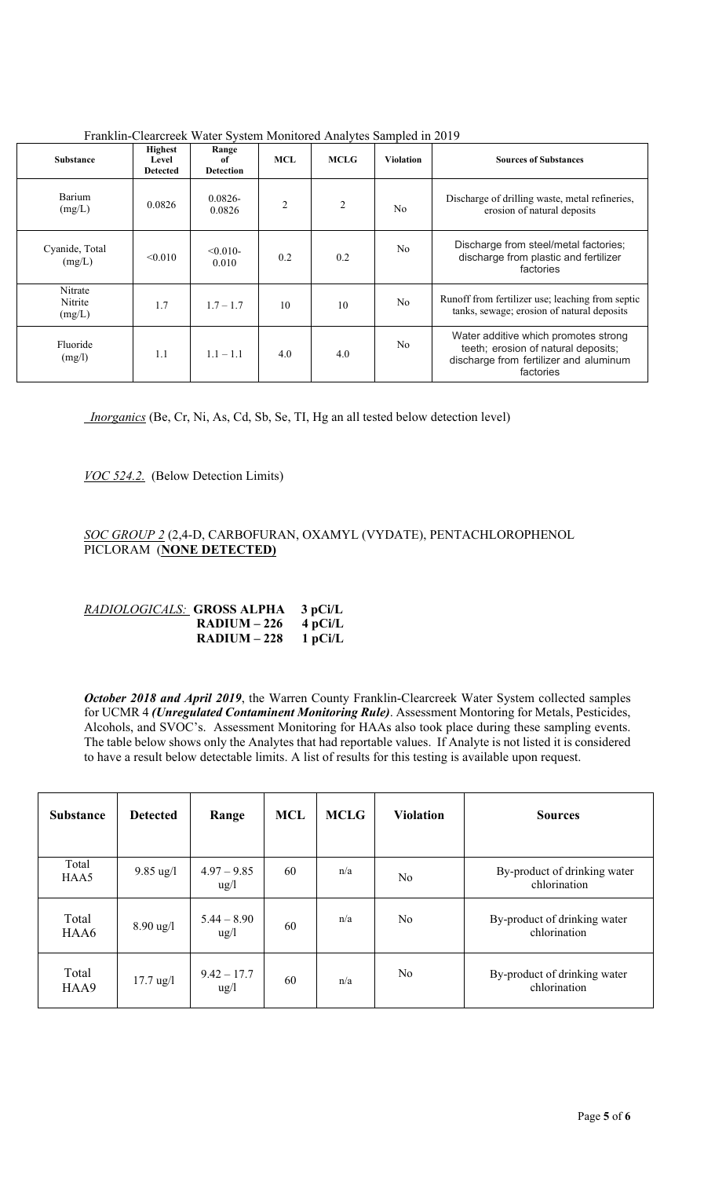Franklin-Clearcreek Water System Monitored Analytes Sampled in 2019

| Substance | Highest Level Detected | Range of Detection | MCL | MCLG | Violation | Sources of Substances |
|---|---|---|---|---|---|---|
| Barium (mg/L) | 0.0826 | 0.0826-0.0826 | 2 | 2 | No | Discharge of drilling waste, metal refineries, erosion of natural deposits |
| Cyanide, Total (mg/L) | <0.010 | <0.010-0.010 | 0.2 | 0.2 | No | Discharge from steel/metal factories; discharge from plastic and fertilizer factories |
| Nitrate Nitrite (mg/L) | 1.7 | 1.7 – 1.7 | 10 | 10 | No | Runoff from fertilizer use; leaching from septic tanks, sewage; erosion of natural deposits |
| Fluoride (mg/l) | 1.1 | 1.1 – 1.1 | 4.0 | 4.0 | No | Water additive which promotes strong teeth; erosion of natural deposits; discharge from fertilizer and aluminum factories |

*Inorganics* (Be, Cr, Ni, As, Cd, Sb, Se, TI, Hg an all tested below detection level)

*VOC 524.2.* (Below Detection Limits)

*SOC GROUP 2* (2,4-D, CARBOFURAN, OXAMYL (VYDATE), PENTACHLOROPHENOL PICLORAM (**NONE DETECTED)**

*RADIOLOGICALS:* **GROSS ALPHA 3 pCi/L**
**RADIUM – 226 4 pCi/L**
**RADIUM – 228 1 pCi/L**

***October 2018 and April 2019***, the Warren County Franklin-Clearcreek Water System collected samples for UCMR 4 ***(Unregulated Contaminent Monitoring Rule)***. Assessment Montoring for Metals, Pesticides, Alcohols, and SVOC's. Assessment Monitoring for HAAs also took place during these sampling events. The table below shows only the Analytes that had reportable values. If Analyte is not listed it is considered to have a result below detectable limits. A list of results for this testing is available upon request.

| Substance | Detected | Range | MCL | MCLG | Violation | Sources |
|---|---|---|---|---|---|---|
| Total HAA5 | 9.85 ug/l | 4.97 – 9.85 ug/l | 60 | n/a | No | By-product of drinking water chlorination |
| Total HAA6 | 8.90 ug/l | 5.44 – 8.90 ug/l | 60 | n/a | No | By-product of drinking water chlorination |
| Total HAA9 | 17.7 ug/l | 9.42 – 17.7 ug/l | 60 | n/a | No | By-product of drinking water chlorination |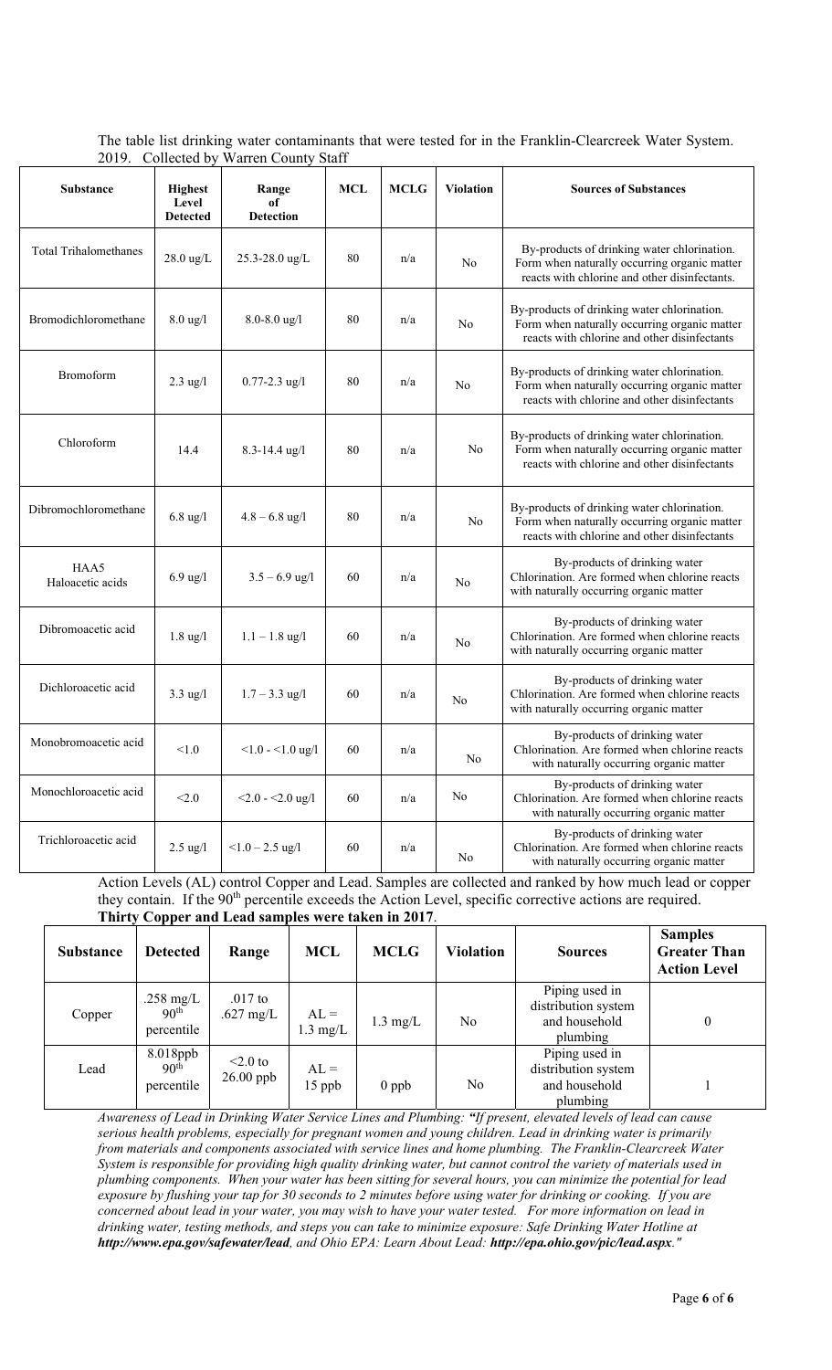The table list drinking water contaminants that were tested for in the Franklin-Clearcreek Water System. 2019. Collected by Warren County Staff

| Substance | Highest Level Detected | Range of Detection | MCL | MCLG | Violation | Sources of Substances |
|---|---|---|---|---|---|---|
| Total Trihalomethanes | 28.0 ug/L | 25.3-28.0 ug/L | 80 | n/a | No | By-products of drinking water chlorination. Form when naturally occurring organic matter reacts with chlorine and other disinfectants. |
| Bromodichloromethane | 8.0 ug/l | 8.0-8.0 ug/l | 80 | n/a | No | By-products of drinking water chlorination. Form when naturally occurring organic matter reacts with chlorine and other disinfectants |
| Bromoform | 2.3 ug/l | 0.77-2.3 ug/l | 80 | n/a | No | By-products of drinking water chlorination. Form when naturally occurring organic matter reacts with chlorine and other disinfectants |
| Chloroform | 14.4 | 8.3-14.4 ug/l | 80 | n/a | No | By-products of drinking water chlorination. Form when naturally occurring organic matter reacts with chlorine and other disinfectants |
| Dibromochloromethane | 6.8 ug/l | 4.8 – 6.8 ug/l | 80 | n/a | No | By-products of drinking water chlorination. Form when naturally occurring organic matter reacts with chlorine and other disinfectants |
| HAA5 Haloacetic acids | 6.9 ug/l | 3.5 – 6.9 ug/l | 60 | n/a | No | By-products of drinking water Chlorination. Are formed when chlorine reacts with naturally occurring organic matter |
| Dibromoacetic acid | 1.8 ug/l | 1.1 – 1.8 ug/l | 60 | n/a | No | By-products of drinking water Chlorination. Are formed when chlorine reacts with naturally occurring organic matter |
| Dichloroacetic acid | 3.3 ug/l | 1.7 – 3.3 ug/l | 60 | n/a | No | By-products of drinking water Chlorination. Are formed when chlorine reacts with naturally occurring organic matter |
| Monobromoacetic acid | <1.0 | <1.0 - <1.0 ug/l | 60 | n/a | No | By-products of drinking water Chlorination. Are formed when chlorine reacts with naturally occurring organic matter |
| Monochloroacetic acid | <2.0 | <2.0 - <2.0 ug/l | 60 | n/a | No | By-products of drinking water Chlorination. Are formed when chlorine reacts with naturally occurring organic matter |
| Trichloroacetic acid | 2.5 ug/l | <1.0 – 2.5 ug/l | 60 | n/a | No | By-products of drinking water Chlorination. Are formed when chlorine reacts with naturally occurring organic matter |

Action Levels (AL) control Copper and Lead. Samples are collected and ranked by how much lead or copper they contain. If the 90th percentile exceeds the Action Level, specific corrective actions are required.

**Thirty Copper and Lead samples were taken in 2017**.

| Substance | Detected | Range | MCL | MCLG | Violation | Sources | Samples Greater Than Action Level |
|---|---|---|---|---|---|---|---|
| Copper | .258 mg/L 90th percentile | .017 to .627 mg/L | AL = 1.3 mg/L | 1.3 mg/L | No | Piping used in distribution system and household plumbing | 0 |
| Lead | 8.018ppb 90th percentile | <2.0 to 26.00 ppb | AL = 15 ppb | 0 ppb | No | Piping used in distribution system and household plumbing | 1 |

*Awareness of Lead in Drinking Water Service Lines and Plumbing: **"**If present, elevated levels of lead can cause serious health problems, especially for pregnant women and young children. Lead in drinking water is primarily from materials and components associated with service lines and home plumbing. The Franklin-Clearcreek Water System is responsible for providing high quality drinking water, but cannot control the variety of materials used in plumbing components. When your water has been sitting for several hours, you can minimize the potential for lead exposure by flushing your tap for 30 seconds to 2 minutes before using water for drinking or cooking. If you are concerned about lead in your water, you may wish to have your water tested. For more information on lead in drinking water, testing methods, and steps you can take to minimize exposure: Safe Drinking Water Hotline at **http://www.epa.gov/safewater/lead**, and Ohio EPA: Learn About Lead: **http://epa.ohio.gov/pic/lead.aspx**."*